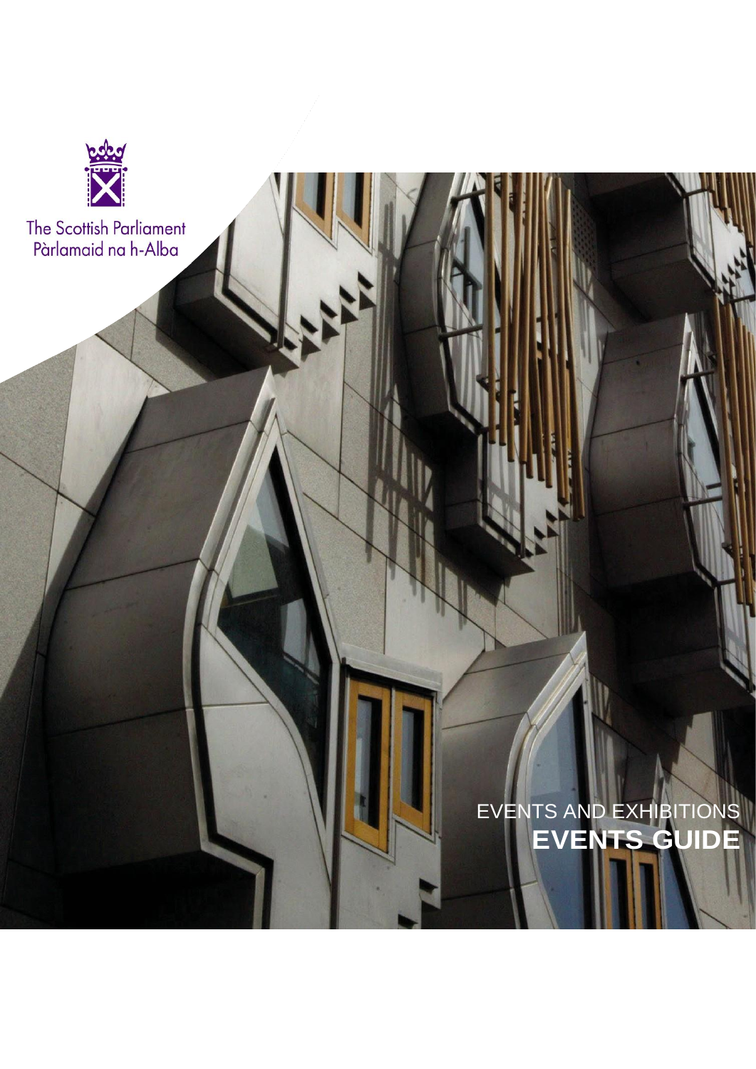The Scottish Parliament
Pàrlamaid na h-Alba

EVENTS AND EXHIBITIONS

# EVENTS GUIDE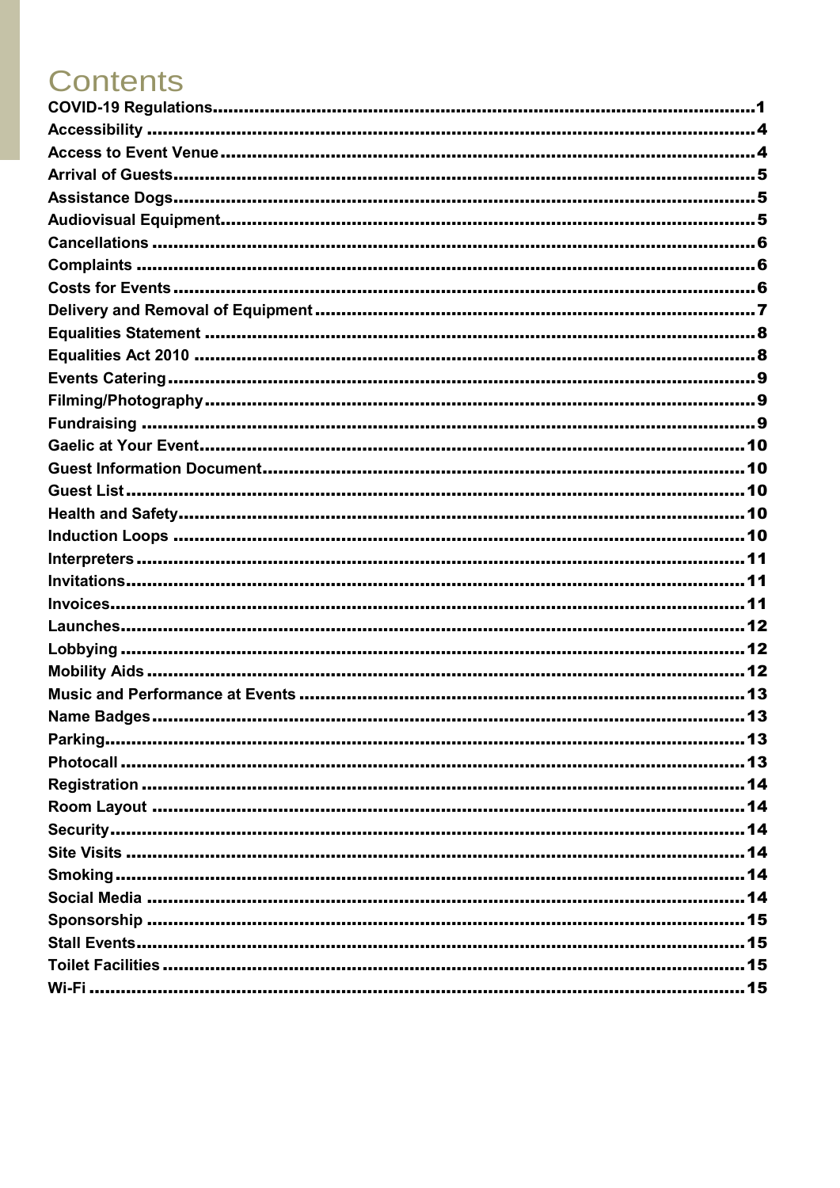# Contents

- COVID-19 Regulations ........ 1
- Accessibility ........ 4
- Access to Event Venue ........ 4
- Arrival of Guests ........ 5
- Assistance Dogs ........ 5
- Audiovisual Equipment ........ 5
- Cancellations ........ 6
- Complaints ........ 6
- Costs for Events ........ 6
- Delivery and Removal of Equipment ........ 7
- Equalities Statement ........ 8
- Equalities Act 2010 ........ 8
- Events Catering ........ 9
- Filming/Photography ........ 9
- Fundraising ........ 9
- Gaelic at Your Event ........ 10
- Guest Information Document ........ 10
- Guest List ........ 10
- Health and Safety ........ 10
- Induction Loops ........ 10
- Interpreters ........ 11
- Invitations ........ 11
- Invoices ........ 11
- Launches ........ 12
- Lobbying ........ 12
- Mobility Aids ........ 12
- Music and Performance at Events ........ 13
- Name Badges ........ 13
- Parking ........ 13
- Photocall ........ 13
- Registration ........ 14
- Room Layout ........ 14
- Security ........ 14
- Site Visits ........ 14
- Smoking ........ 14
- Social Media ........ 14
- Sponsorship ........ 15
- Stall Events ........ 15
- Toilet Facilities ........ 15
- Wi-Fi ........ 15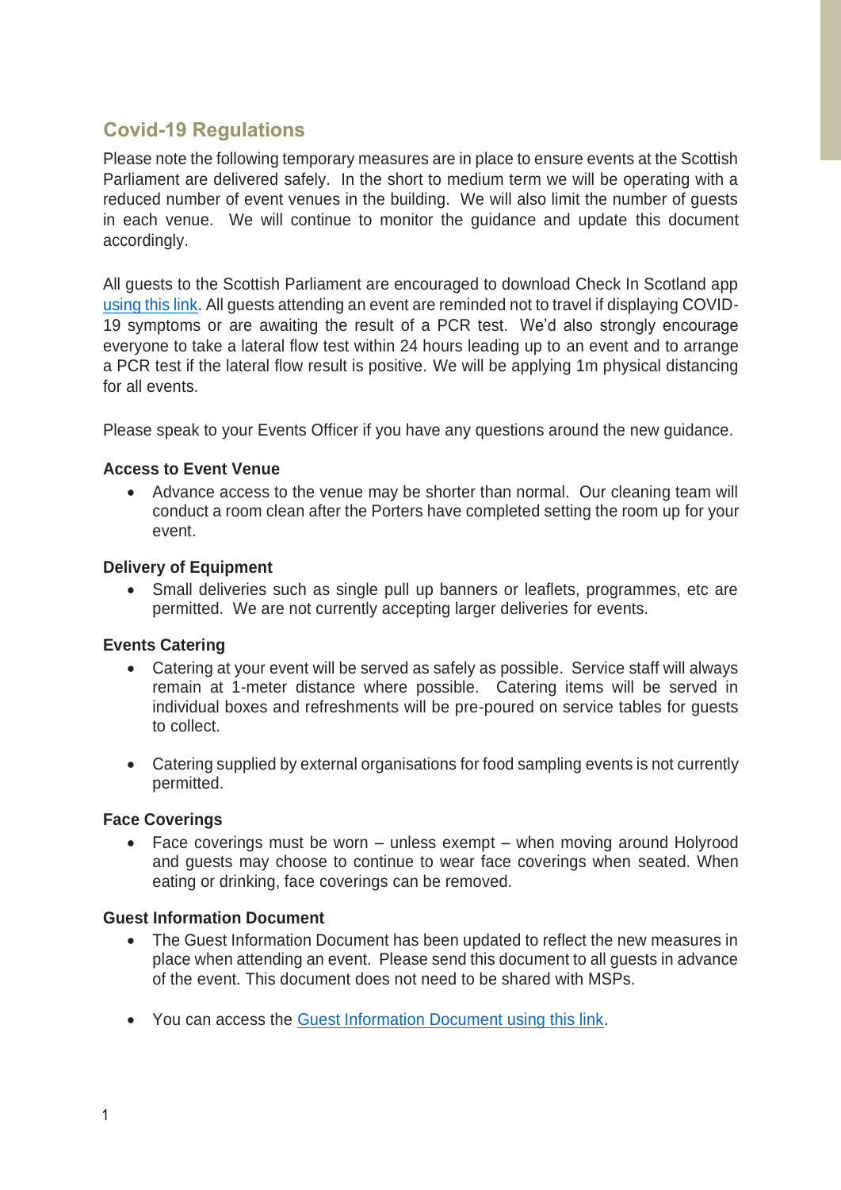## Covid-19 Regulations

Please note the following temporary measures are in place to ensure events at the Scottish Parliament are delivered safely. In the short to medium term we will be operating with a reduced number of event venues in the building. We will also limit the number of guests in each venue. We will continue to monitor the guidance and update this document accordingly.

All guests to the Scottish Parliament are encouraged to download Check In Scotland app using this link. All guests attending an event are reminded not to travel if displaying COVID-19 symptoms or are awaiting the result of a PCR test. We'd also strongly encourage everyone to take a lateral flow test within 24 hours leading up to an event and to arrange a PCR test if the lateral flow result is positive. We will be applying 1m physical distancing for all events.

Please speak to your Events Officer if you have any questions around the new guidance.

**Access to Event Venue**

- Advance access to the venue may be shorter than normal. Our cleaning team will conduct a room clean after the Porters have completed setting the room up for your event.

**Delivery of Equipment**

- Small deliveries such as single pull up banners or leaflets, programmes, etc are permitted. We are not currently accepting larger deliveries for events.

**Events Catering**

- Catering at your event will be served as safely as possible. Service staff will always remain at 1-meter distance where possible. Catering items will be served in individual boxes and refreshments will be pre-poured on service tables for guests to collect.

- Catering supplied by external organisations for food sampling events is not currently permitted.

**Face Coverings**

- Face coverings must be worn – unless exempt – when moving around Holyrood and guests may choose to continue to wear face coverings when seated. When eating or drinking, face coverings can be removed.

**Guest Information Document**

- The Guest Information Document has been updated to reflect the new measures in place when attending an event. Please send this document to all guests in advance of the event. This document does not need to be shared with MSPs.

- You can access the Guest Information Document using this link.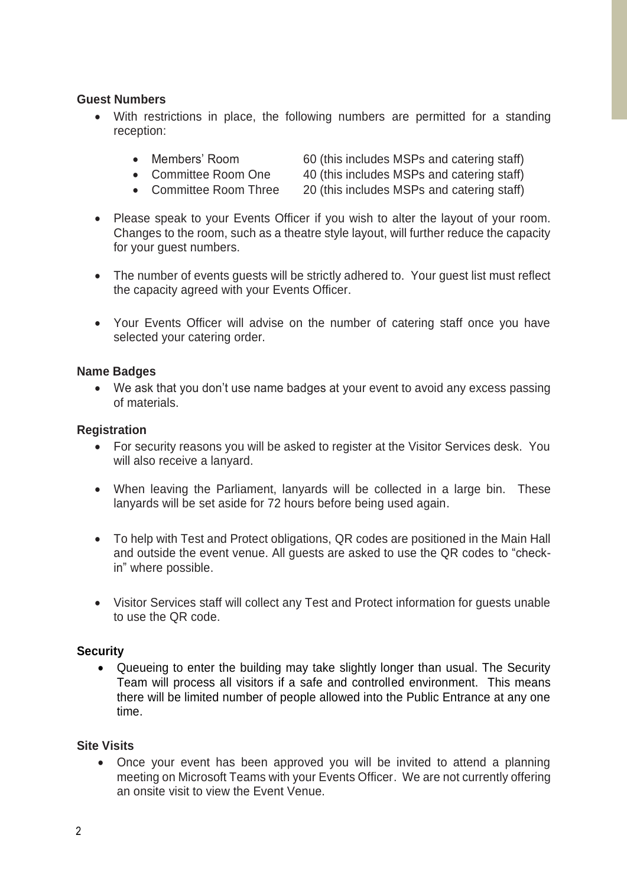**Guest Numbers**

- With restrictions in place, the following numbers are permitted for a standing reception:
  - Members' Room 60 (this includes MSPs and catering staff)
  - Committee Room One 40 (this includes MSPs and catering staff)
  - Committee Room Three 20 (this includes MSPs and catering staff)

- Please speak to your Events Officer if you wish to alter the layout of your room. Changes to the room, such as a theatre style layout, will further reduce the capacity for your guest numbers.

- The number of events guests will be strictly adhered to. Your guest list must reflect the capacity agreed with your Events Officer.

- Your Events Officer will advise on the number of catering staff once you have selected your catering order.

**Name Badges**

- We ask that you don't use name badges at your event to avoid any excess passing of materials.

**Registration**

- For security reasons you will be asked to register at the Visitor Services desk. You will also receive a lanyard.

- When leaving the Parliament, lanyards will be collected in a large bin. These lanyards will be set aside for 72 hours before being used again.

- To help with Test and Protect obligations, QR codes are positioned in the Main Hall and outside the event venue. All guests are asked to use the QR codes to "check-in" where possible.

- Visitor Services staff will collect any Test and Protect information for guests unable to use the QR code.

**Security**

- Queueing to enter the building may take slightly longer than usual. The Security Team will process all visitors if a safe and controlled environment. This means there will be limited number of people allowed into the Public Entrance at any one time.

**Site Visits**

- Once your event has been approved you will be invited to attend a planning meeting on Microsoft Teams with your Events Officer. We are not currently offering an onsite visit to view the Event Venue.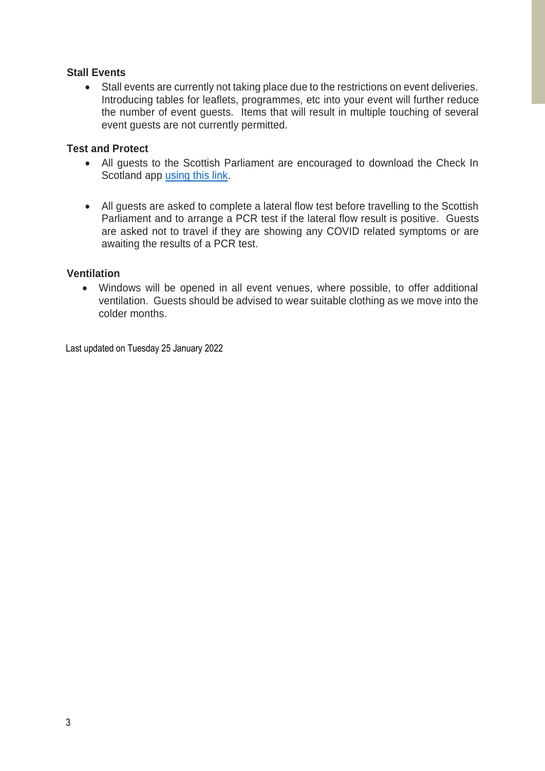### Stall Events

- Stall events are currently not taking place due to the restrictions on event deliveries. Introducing tables for leaflets, programmes, etc into your event will further reduce the number of event guests. Items that will result in multiple touching of several event guests are not currently permitted.

### Test and Protect

- All guests to the Scottish Parliament are encouraged to download the Check In Scotland app using this link.

- All guests are asked to complete a lateral flow test before travelling to the Scottish Parliament and to arrange a PCR test if the lateral flow result is positive. Guests are asked not to travel if they are showing any COVID related symptoms or are awaiting the results of a PCR test.

### Ventilation

- Windows will be opened in all event venues, where possible, to offer additional ventilation. Guests should be advised to wear suitable clothing as we move into the colder months.

Last updated on Tuesday 25 January 2022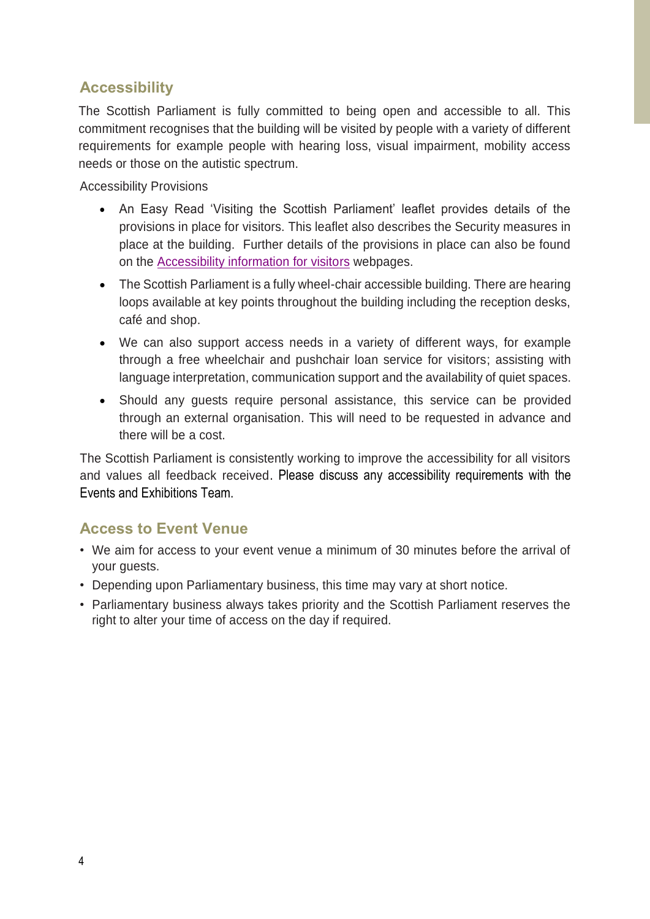## Accessibility

The Scottish Parliament is fully committed to being open and accessible to all. This commitment recognises that the building will be visited by people with a variety of different requirements for example people with hearing loss, visual impairment, mobility access needs or those on the autistic spectrum.

Accessibility Provisions

- An Easy Read 'Visiting the Scottish Parliament' leaflet provides details of the provisions in place for visitors. This leaflet also describes the Security measures in place at the building. Further details of the provisions in place can also be found on the Accessibility information for visitors webpages.
- The Scottish Parliament is a fully wheel-chair accessible building. There are hearing loops available at key points throughout the building including the reception desks, café and shop.
- We can also support access needs in a variety of different ways, for example through a free wheelchair and pushchair loan service for visitors; assisting with language interpretation, communication support and the availability of quiet spaces.
- Should any guests require personal assistance, this service can be provided through an external organisation. This will need to be requested in advance and there will be a cost.

The Scottish Parliament is consistently working to improve the accessibility for all visitors and values all feedback received. Please discuss any accessibility requirements with the Events and Exhibitions Team.

## Access to Event Venue

- We aim for access to your event venue a minimum of 30 minutes before the arrival of your guests.
- Depending upon Parliamentary business, this time may vary at short notice.
- Parliamentary business always takes priority and the Scottish Parliament reserves the right to alter your time of access on the day if required.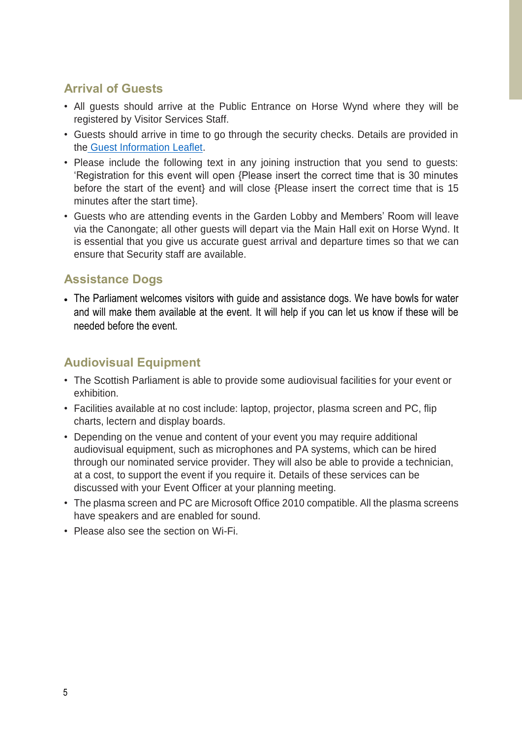## Arrival of Guests

- All guests should arrive at the Public Entrance on Horse Wynd where they will be registered by Visitor Services Staff.
- Guests should arrive in time to go through the security checks. Details are provided in the Guest Information Leaflet.
- Please include the following text in any joining instruction that you send to guests: 'Registration for this event will open {Please insert the correct time that is 30 minutes before the start of the event} and will close {Please insert the correct time that is 15 minutes after the start time}.
- Guests who are attending events in the Garden Lobby and Members' Room will leave via the Canongate; all other guests will depart via the Main Hall exit on Horse Wynd. It is essential that you give us accurate guest arrival and departure times so that we can ensure that Security staff are available.

## Assistance Dogs

- The Parliament welcomes visitors with guide and assistance dogs. We have bowls for water and will make them available at the event. It will help if you can let us know if these will be needed before the event.

## Audiovisual Equipment

- The Scottish Parliament is able to provide some audiovisual facilities for your event or exhibition.
- Facilities available at no cost include: laptop, projector, plasma screen and PC, flip charts, lectern and display boards.
- Depending on the venue and content of your event you may require additional audiovisual equipment, such as microphones and PA systems, which can be hired through our nominated service provider. They will also be able to provide a technician, at a cost, to support the event if you require it. Details of these services can be discussed with your Event Officer at your planning meeting.
- The plasma screen and PC are Microsoft Office 2010 compatible. All the plasma screens have speakers and are enabled for sound.
- Please also see the section on Wi-Fi.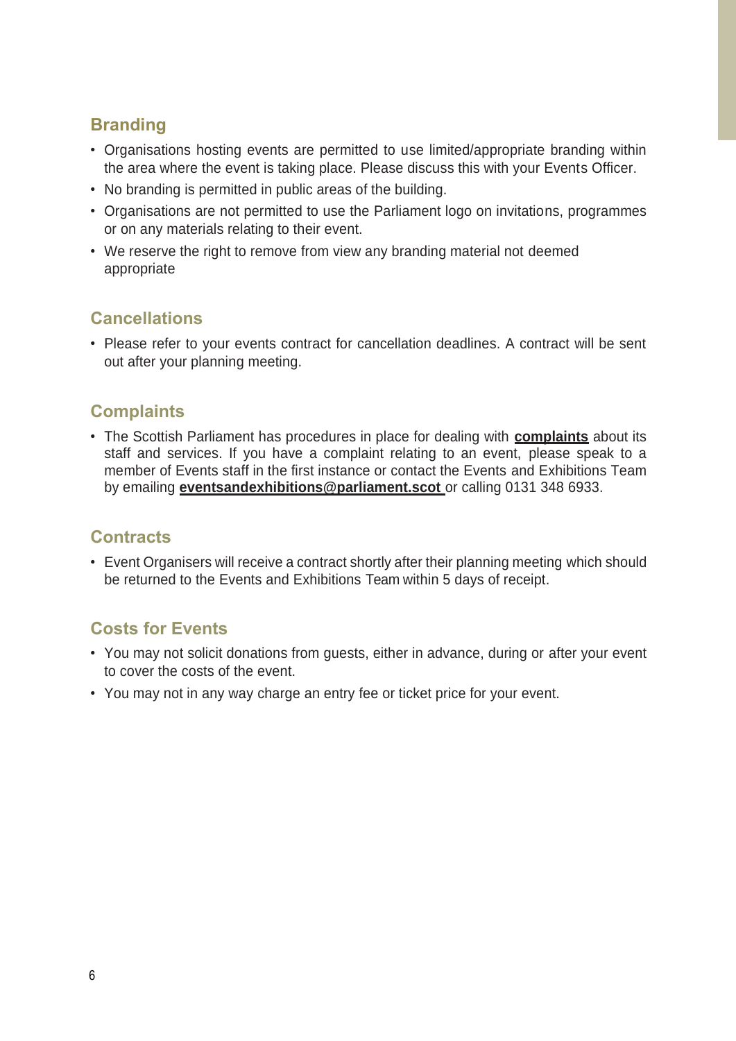## Branding

- Organisations hosting events are permitted to use limited/appropriate branding within the area where the event is taking place. Please discuss this with your Events Officer.
- No branding is permitted in public areas of the building.
- Organisations are not permitted to use the Parliament logo on invitations, programmes or on any materials relating to their event.
- We reserve the right to remove from view any branding material not deemed appropriate

## Cancellations

- Please refer to your events contract for cancellation deadlines. A contract will be sent out after your planning meeting.

## Complaints

- The Scottish Parliament has procedures in place for dealing with **complaints** about its staff and services. If you have a complaint relating to an event, please speak to a member of Events staff in the first instance or contact the Events and Exhibitions Team by emailing **eventsandexhibitions@parliament.scot** or calling 0131 348 6933.

## Contracts

- Event Organisers will receive a contract shortly after their planning meeting which should be returned to the Events and Exhibitions Team within 5 days of receipt.

## Costs for Events

- You may not solicit donations from guests, either in advance, during or after your event to cover the costs of the event.
- You may not in any way charge an entry fee or ticket price for your event.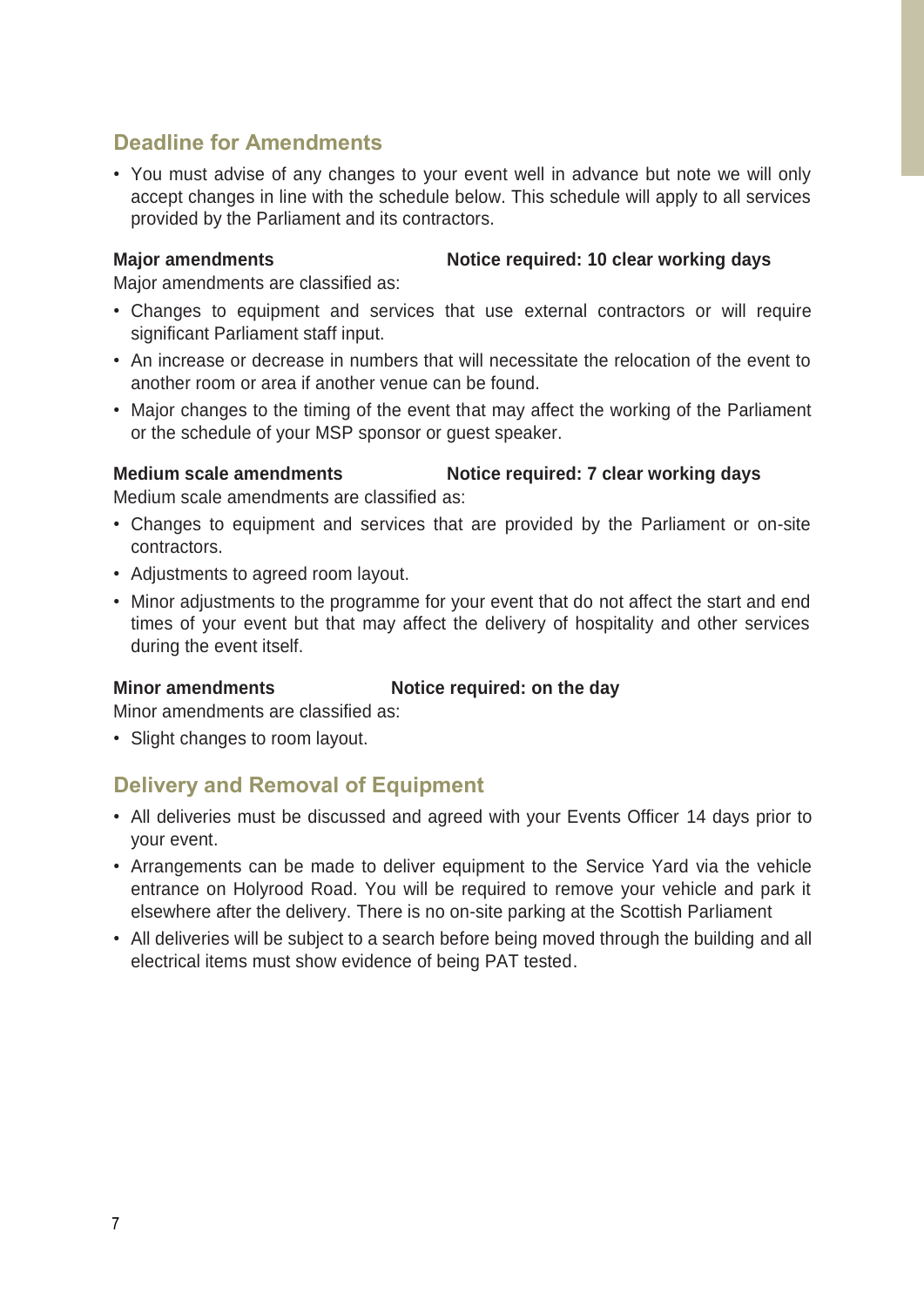## Deadline for Amendments

- You must advise of any changes to your event well in advance but note we will only accept changes in line with the schedule below. This schedule will apply to all services provided by the Parliament and its contractors.

**Major amendments** **Notice required: 10 clear working days**

Major amendments are classified as:

- Changes to equipment and services that use external contractors or will require significant Parliament staff input.
- An increase or decrease in numbers that will necessitate the relocation of the event to another room or area if another venue can be found.
- Major changes to the timing of the event that may affect the working of the Parliament or the schedule of your MSP sponsor or guest speaker.

**Medium scale amendments** **Notice required: 7 clear working days**

Medium scale amendments are classified as:

- Changes to equipment and services that are provided by the Parliament or on-site contractors.
- Adjustments to agreed room layout.
- Minor adjustments to the programme for your event that do not affect the start and end times of your event but that may affect the delivery of hospitality and other services during the event itself.

**Minor amendments** **Notice required: on the day**

Minor amendments are classified as:

- Slight changes to room layout.

## Delivery and Removal of Equipment

- All deliveries must be discussed and agreed with your Events Officer 14 days prior to your event.
- Arrangements can be made to deliver equipment to the Service Yard via the vehicle entrance on Holyrood Road. You will be required to remove your vehicle and park it elsewhere after the delivery. There is no on-site parking at the Scottish Parliament
- All deliveries will be subject to a search before being moved through the building and all electrical items must show evidence of being PAT tested.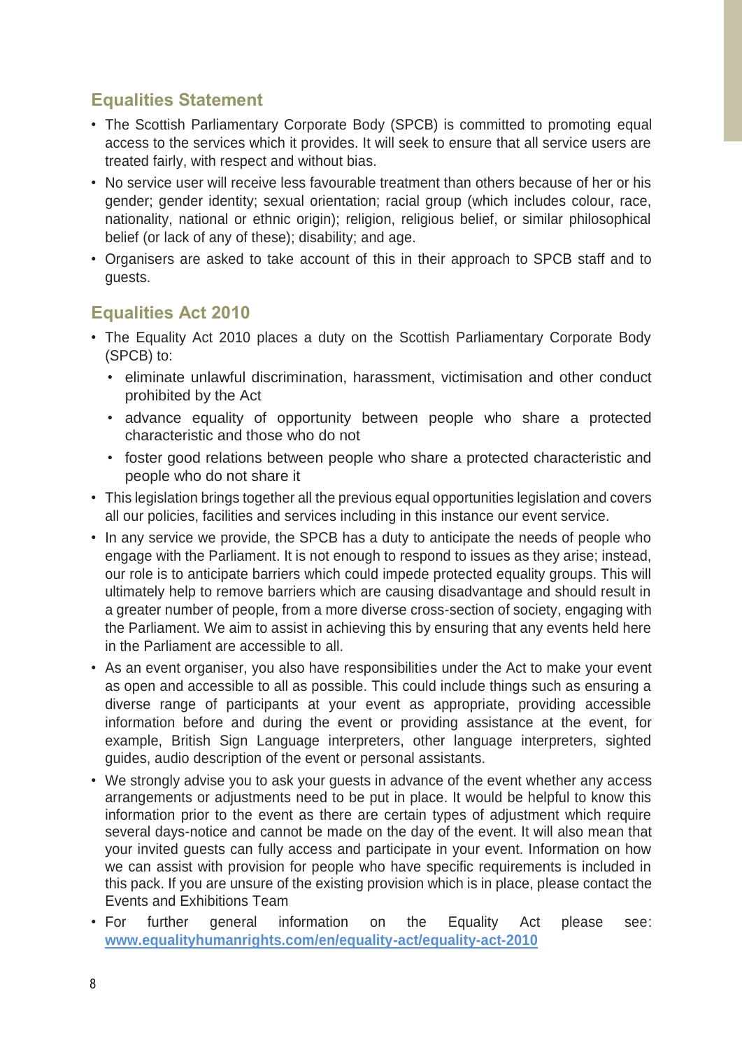## Equalities Statement

- The Scottish Parliamentary Corporate Body (SPCB) is committed to promoting equal access to the services which it provides. It will seek to ensure that all service users are treated fairly, with respect and without bias.
- No service user will receive less favourable treatment than others because of her or his gender; gender identity; sexual orientation; racial group (which includes colour, race, nationality, national or ethnic origin); religion, religious belief, or similar philosophical belief (or lack of any of these); disability; and age.
- Organisers are asked to take account of this in their approach to SPCB staff and to guests.

## Equalities Act 2010

- The Equality Act 2010 places a duty on the Scottish Parliamentary Corporate Body (SPCB) to:
  - eliminate unlawful discrimination, harassment, victimisation and other conduct prohibited by the Act
  - advance equality of opportunity between people who share a protected characteristic and those who do not
  - foster good relations between people who share a protected characteristic and people who do not share it
- This legislation brings together all the previous equal opportunities legislation and covers all our policies, facilities and services including in this instance our event service.
- In any service we provide, the SPCB has a duty to anticipate the needs of people who engage with the Parliament. It is not enough to respond to issues as they arise; instead, our role is to anticipate barriers which could impede protected equality groups. This will ultimately help to remove barriers which are causing disadvantage and should result in a greater number of people, from a more diverse cross-section of society, engaging with the Parliament. We aim to assist in achieving this by ensuring that any events held here in the Parliament are accessible to all.
- As an event organiser, you also have responsibilities under the Act to make your event as open and accessible to all as possible. This could include things such as ensuring a diverse range of participants at your event as appropriate, providing accessible information before and during the event or providing assistance at the event, for example, British Sign Language interpreters, other language interpreters, sighted guides, audio description of the event or personal assistants.
- We strongly advise you to ask your guests in advance of the event whether any access arrangements or adjustments need to be put in place. It would be helpful to know this information prior to the event as there are certain types of adjustment which require several days-notice and cannot be made on the day of the event. It will also mean that your invited guests can fully access and participate in your event. Information on how we can assist with provision for people who have specific requirements is included in this pack. If you are unsure of the existing provision which is in place, please contact the Events and Exhibitions Team
- For further general information on the Equality Act please see: **www.equalityhumanrights.com/en/equality-act/equality-act-2010**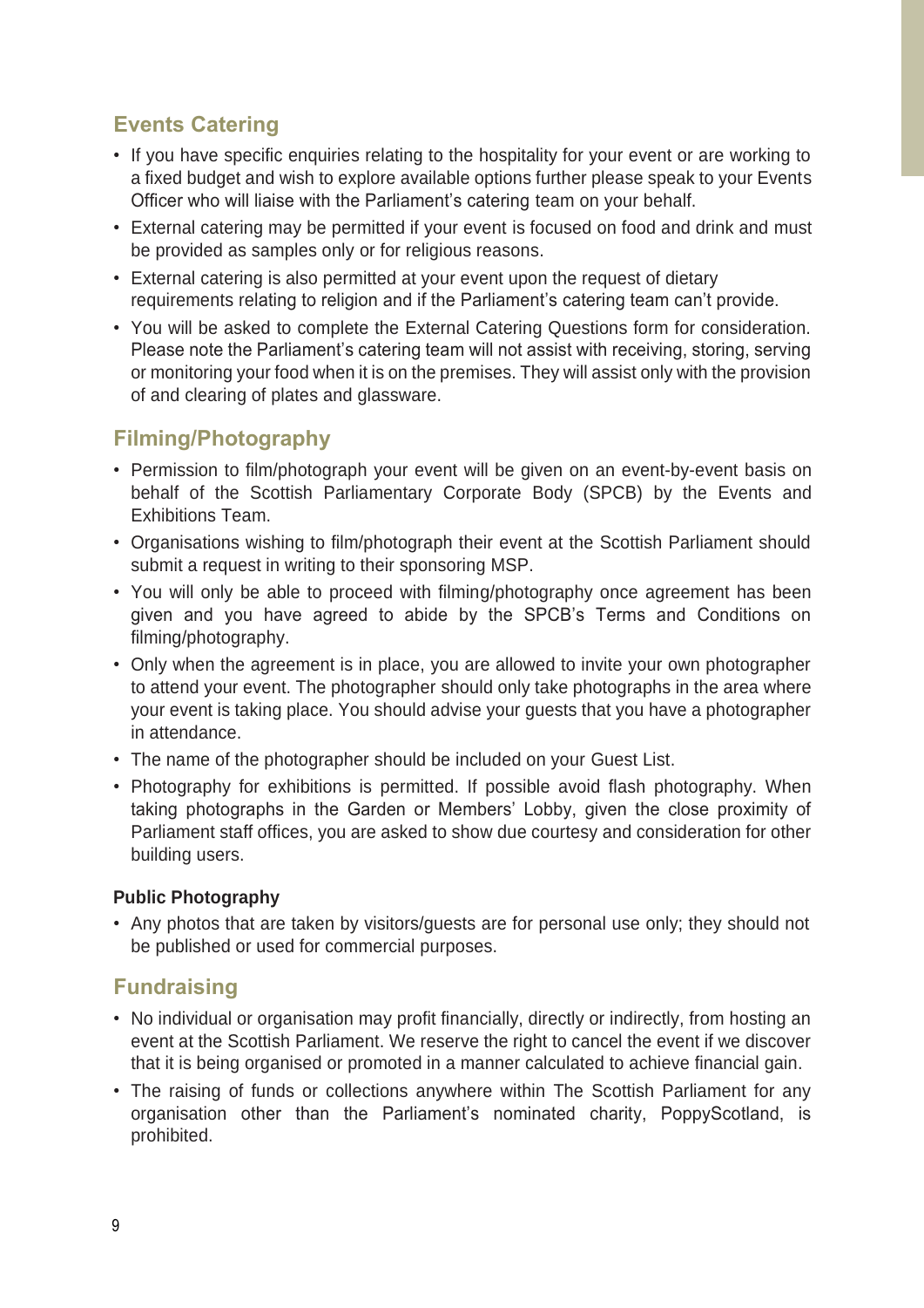## Events Catering

- If you have specific enquiries relating to the hospitality for your event or are working to a fixed budget and wish to explore available options further please speak to your Events Officer who will liaise with the Parliament's catering team on your behalf.
- External catering may be permitted if your event is focused on food and drink and must be provided as samples only or for religious reasons.
- External catering is also permitted at your event upon the request of dietary requirements relating to religion and if the Parliament's catering team can't provide.
- You will be asked to complete the External Catering Questions form for consideration. Please note the Parliament's catering team will not assist with receiving, storing, serving or monitoring your food when it is on the premises. They will assist only with the provision of and clearing of plates and glassware.

## Filming/Photography

- Permission to film/photograph your event will be given on an event-by-event basis on behalf of the Scottish Parliamentary Corporate Body (SPCB) by the Events and Exhibitions Team.
- Organisations wishing to film/photograph their event at the Scottish Parliament should submit a request in writing to their sponsoring MSP.
- You will only be able to proceed with filming/photography once agreement has been given and you have agreed to abide by the SPCB's Terms and Conditions on filming/photography.
- Only when the agreement is in place, you are allowed to invite your own photographer to attend your event. The photographer should only take photographs in the area where your event is taking place. You should advise your guests that you have a photographer in attendance.
- The name of the photographer should be included on your Guest List.
- Photography for exhibitions is permitted. If possible avoid flash photography. When taking photographs in the Garden or Members' Lobby, given the close proximity of Parliament staff offices, you are asked to show due courtesy and consideration for other building users.

### Public Photography

- Any photos that are taken by visitors/guests are for personal use only; they should not be published or used for commercial purposes.

## Fundraising

- No individual or organisation may profit financially, directly or indirectly, from hosting an event at the Scottish Parliament. We reserve the right to cancel the event if we discover that it is being organised or promoted in a manner calculated to achieve financial gain.
- The raising of funds or collections anywhere within The Scottish Parliament for any organisation other than the Parliament's nominated charity, PoppyScotland, is prohibited.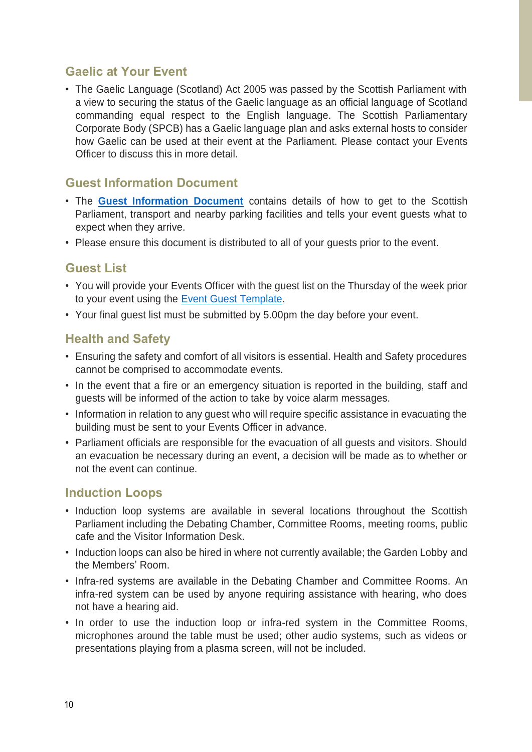## Gaelic at Your Event

- The Gaelic Language (Scotland) Act 2005 was passed by the Scottish Parliament with a view to securing the status of the Gaelic language as an official language of Scotland commanding equal respect to the English language. The Scottish Parliamentary Corporate Body (SPCB) has a Gaelic language plan and asks external hosts to consider how Gaelic can be used at their event at the Parliament. Please contact your Events Officer to discuss this in more detail.

## Guest Information Document

- The **Guest Information Document** contains details of how to get to the Scottish Parliament, transport and nearby parking facilities and tells your event guests what to expect when they arrive.
- Please ensure this document is distributed to all of your guests prior to the event.

## Guest List

- You will provide your Events Officer with the guest list on the Thursday of the week prior to your event using the Event Guest Template.
- Your final guest list must be submitted by 5.00pm the day before your event.

## Health and Safety

- Ensuring the safety and comfort of all visitors is essential. Health and Safety procedures cannot be comprised to accommodate events.
- In the event that a fire or an emergency situation is reported in the building, staff and guests will be informed of the action to take by voice alarm messages.
- Information in relation to any guest who will require specific assistance in evacuating the building must be sent to your Events Officer in advance.
- Parliament officials are responsible for the evacuation of all guests and visitors. Should an evacuation be necessary during an event, a decision will be made as to whether or not the event can continue.

## Induction Loops

- Induction loop systems are available in several locations throughout the Scottish Parliament including the Debating Chamber, Committee Rooms, meeting rooms, public cafe and the Visitor Information Desk.
- Induction loops can also be hired in where not currently available; the Garden Lobby and the Members' Room.
- Infra-red systems are available in the Debating Chamber and Committee Rooms. An infra-red system can be used by anyone requiring assistance with hearing, who does not have a hearing aid.
- In order to use the induction loop or infra-red system in the Committee Rooms, microphones around the table must be used; other audio systems, such as videos or presentations playing from a plasma screen, will not be included.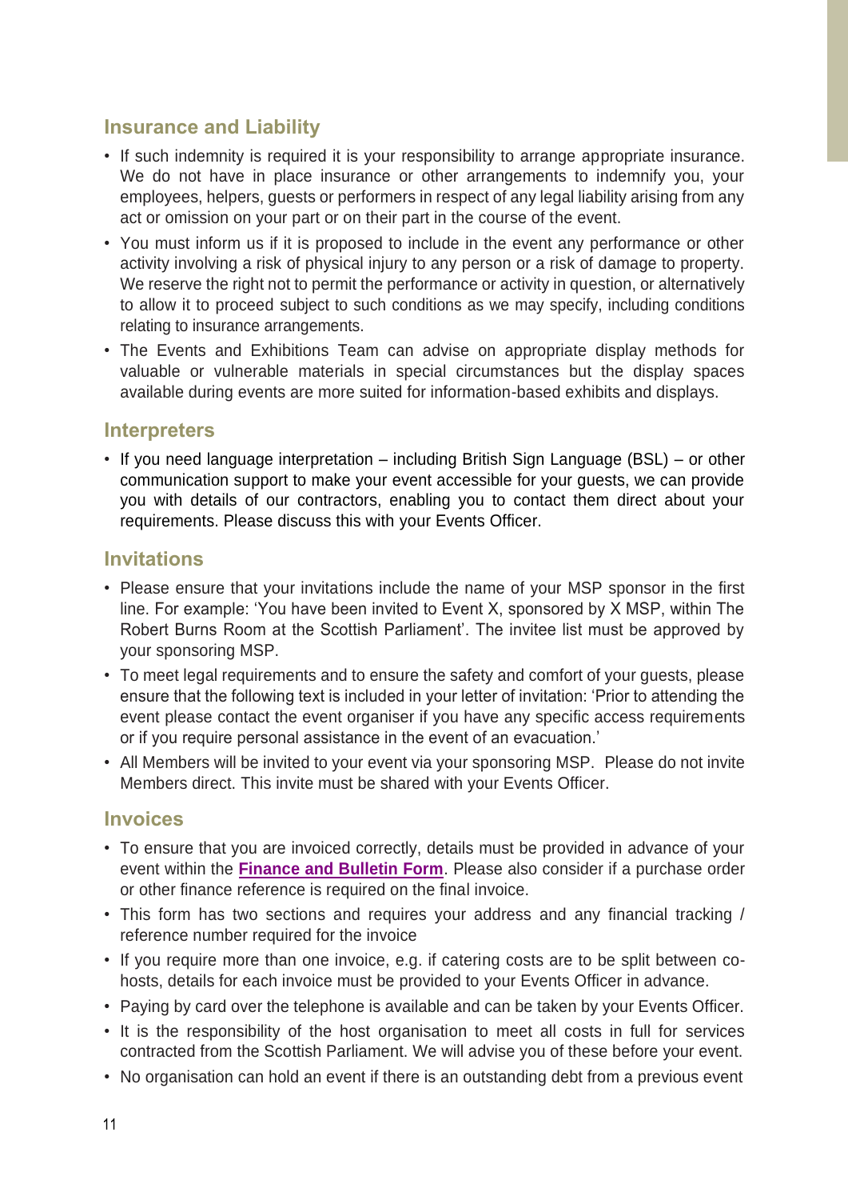## Insurance and Liability

- If such indemnity is required it is your responsibility to arrange appropriate insurance. We do not have in place insurance or other arrangements to indemnify you, your employees, helpers, guests or performers in respect of any legal liability arising from any act or omission on your part or on their part in the course of the event.
- You must inform us if it is proposed to include in the event any performance or other activity involving a risk of physical injury to any person or a risk of damage to property. We reserve the right not to permit the performance or activity in question, or alternatively to allow it to proceed subject to such conditions as we may specify, including conditions relating to insurance arrangements.
- The Events and Exhibitions Team can advise on appropriate display methods for valuable or vulnerable materials in special circumstances but the display spaces available during events are more suited for information-based exhibits and displays.

## Interpreters

- If you need language interpretation – including British Sign Language (BSL) – or other communication support to make your event accessible for your guests, we can provide you with details of our contractors, enabling you to contact them direct about your requirements. Please discuss this with your Events Officer.

## Invitations

- Please ensure that your invitations include the name of your MSP sponsor in the first line. For example: 'You have been invited to Event X, sponsored by X MSP, within The Robert Burns Room at the Scottish Parliament'. The invitee list must be approved by your sponsoring MSP.
- To meet legal requirements and to ensure the safety and comfort of your guests, please ensure that the following text is included in your letter of invitation: 'Prior to attending the event please contact the event organiser if you have any specific access requirements or if you require personal assistance in the event of an evacuation.'
- All Members will be invited to your event via your sponsoring MSP. Please do not invite Members direct. This invite must be shared with your Events Officer.

## Invoices

- To ensure that you are invoiced correctly, details must be provided in advance of your event within the **Finance and Bulletin Form**. Please also consider if a purchase order or other finance reference is required on the final invoice.
- This form has two sections and requires your address and any financial tracking / reference number required for the invoice
- If you require more than one invoice, e.g. if catering costs are to be split between co-hosts, details for each invoice must be provided to your Events Officer in advance.
- Paying by card over the telephone is available and can be taken by your Events Officer.
- It is the responsibility of the host organisation to meet all costs in full for services contracted from the Scottish Parliament. We will advise you of these before your event.
- No organisation can hold an event if there is an outstanding debt from a previous event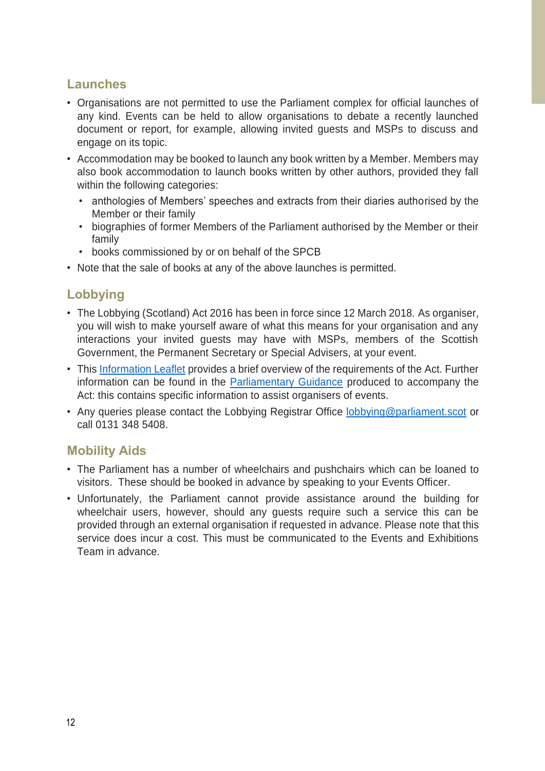## Launches

- Organisations are not permitted to use the Parliament complex for official launches of any kind. Events can be held to allow organisations to debate a recently launched document or report, for example, allowing invited guests and MSPs to discuss and engage on its topic.
- Accommodation may be booked to launch any book written by a Member. Members may also book accommodation to launch books written by other authors, provided they fall within the following categories:
    - anthologies of Members' speeches and extracts from their diaries authorised by the Member or their family
    - biographies of former Members of the Parliament authorised by the Member or their family
    - books commissioned by or on behalf of the SPCB
- Note that the sale of books at any of the above launches is permitted.

## Lobbying

- The Lobbying (Scotland) Act 2016 has been in force since 12 March 2018. As organiser, you will wish to make yourself aware of what this means for your organisation and any interactions your invited guests may have with MSPs, members of the Scottish Government, the Permanent Secretary or Special Advisers, at your event.
- This Information Leaflet provides a brief overview of the requirements of the Act. Further information can be found in the Parliamentary Guidance produced to accompany the Act: this contains specific information to assist organisers of events.
- Any queries please contact the Lobbying Registrar Office lobbying@parliament.scot or call 0131 348 5408.

## Mobility Aids

- The Parliament has a number of wheelchairs and pushchairs which can be loaned to visitors. These should be booked in advance by speaking to your Events Officer.
- Unfortunately, the Parliament cannot provide assistance around the building for wheelchair users, however, should any guests require such a service this can be provided through an external organisation if requested in advance. Please note that this service does incur a cost. This must be communicated to the Events and Exhibitions Team in advance.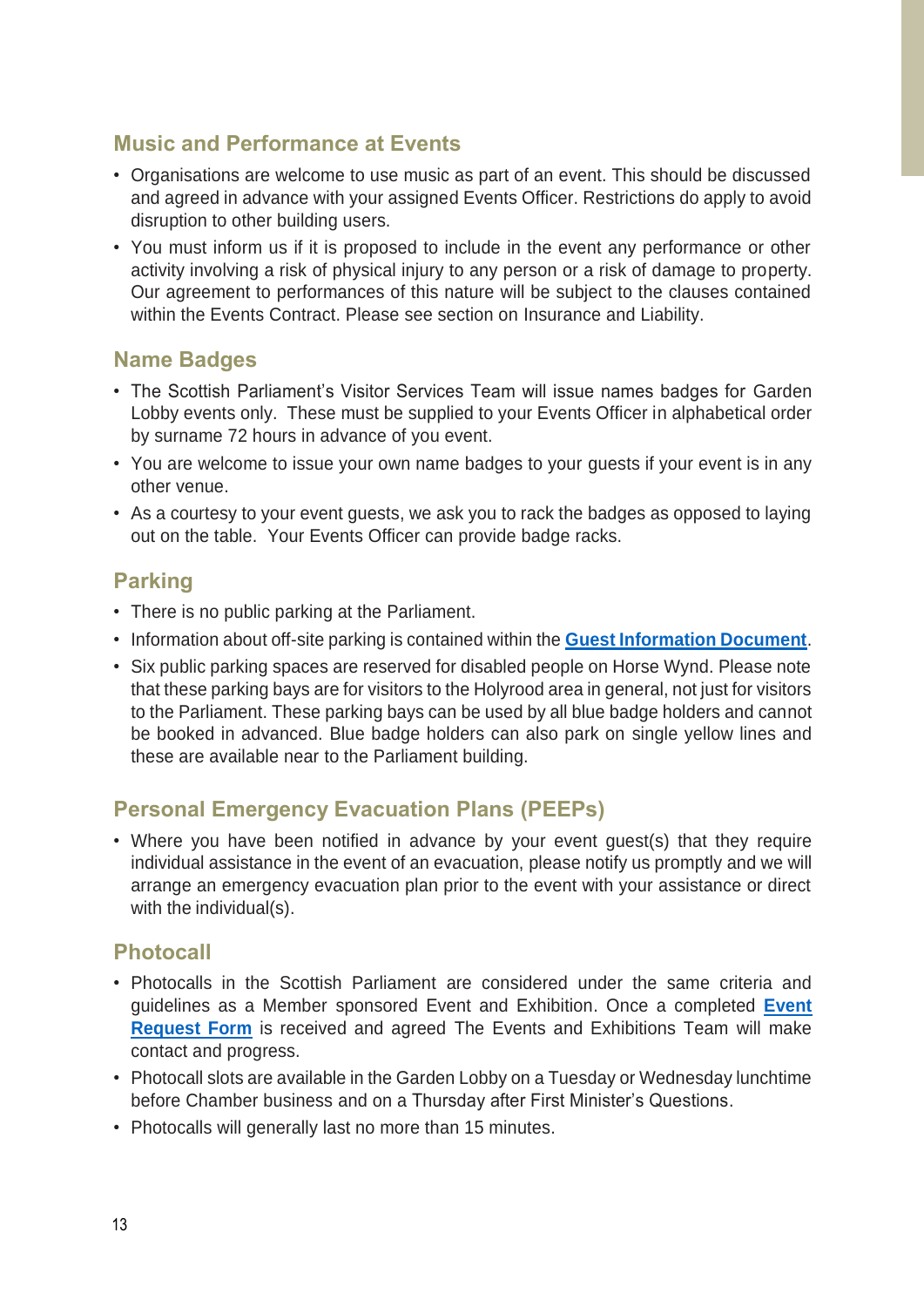## Music and Performance at Events

- Organisations are welcome to use music as part of an event. This should be discussed and agreed in advance with your assigned Events Officer. Restrictions do apply to avoid disruption to other building users.
- You must inform us if it is proposed to include in the event any performance or other activity involving a risk of physical injury to any person or a risk of damage to property. Our agreement to performances of this nature will be subject to the clauses contained within the Events Contract. Please see section on Insurance and Liability.

## Name Badges

- The Scottish Parliament's Visitor Services Team will issue names badges for Garden Lobby events only. These must be supplied to your Events Officer in alphabetical order by surname 72 hours in advance of you event.
- You are welcome to issue your own name badges to your guests if your event is in any other venue.
- As a courtesy to your event guests, we ask you to rack the badges as opposed to laying out on the table. Your Events Officer can provide badge racks.

## Parking

- There is no public parking at the Parliament.
- Information about off-site parking is contained within the **Guest Information Document**.
- Six public parking spaces are reserved for disabled people on Horse Wynd. Please note that these parking bays are for visitors to the Holyrood area in general, not just for visitors to the Parliament. These parking bays can be used by all blue badge holders and cannot be booked in advanced. Blue badge holders can also park on single yellow lines and these are available near to the Parliament building.

## Personal Emergency Evacuation Plans (PEEPs)

- Where you have been notified in advance by your event guest(s) that they require individual assistance in the event of an evacuation, please notify us promptly and we will arrange an emergency evacuation plan prior to the event with your assistance or direct with the individual(s).

## Photocall

- Photocalls in the Scottish Parliament are considered under the same criteria and guidelines as a Member sponsored Event and Exhibition. Once a completed **Event Request Form** is received and agreed The Events and Exhibitions Team will make contact and progress.
- Photocall slots are available in the Garden Lobby on a Tuesday or Wednesday lunchtime before Chamber business and on a Thursday after First Minister's Questions.
- Photocalls will generally last no more than 15 minutes.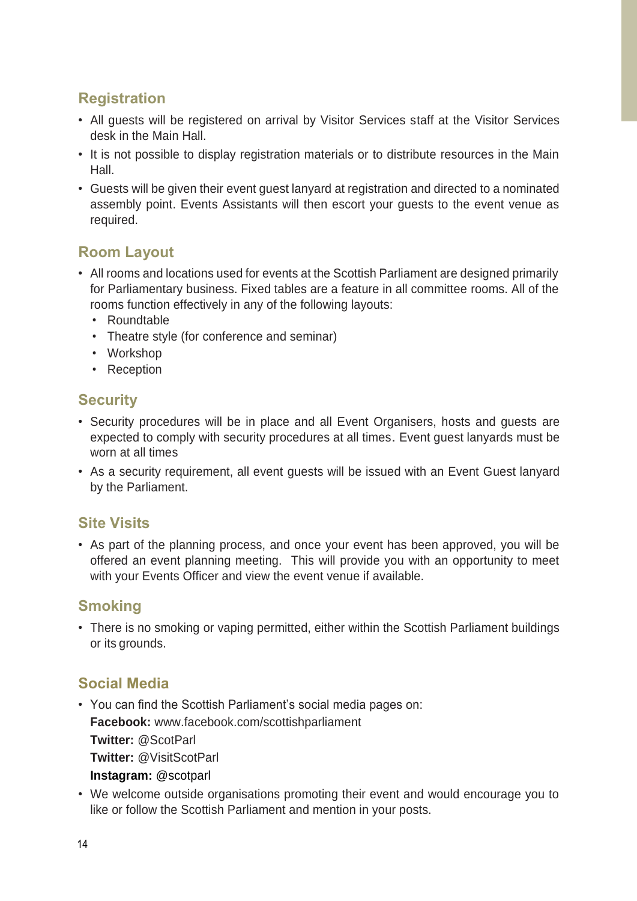## Registration

- All guests will be registered on arrival by Visitor Services staff at the Visitor Services desk in the Main Hall.
- It is not possible to display registration materials or to distribute resources in the Main Hall.
- Guests will be given their event guest lanyard at registration and directed to a nominated assembly point. Events Assistants will then escort your guests to the event venue as required.

## Room Layout

- All rooms and locations used for events at the Scottish Parliament are designed primarily for Parliamentary business. Fixed tables are a feature in all committee rooms. All of the rooms function effectively in any of the following layouts:
  - Roundtable
  - Theatre style (for conference and seminar)
  - Workshop
  - Reception

## Security

- Security procedures will be in place and all Event Organisers, hosts and guests are expected to comply with security procedures at all times. Event guest lanyards must be worn at all times
- As a security requirement, all event guests will be issued with an Event Guest lanyard by the Parliament.

## Site Visits

- As part of the planning process, and once your event has been approved, you will be offered an event planning meeting. This will provide you with an opportunity to meet with your Events Officer and view the event venue if available.

## Smoking

- There is no smoking or vaping permitted, either within the Scottish Parliament buildings or its grounds.

## Social Media

- You can find the Scottish Parliament's social media pages on:
  **Facebook:** www.facebook.com/scottishparliament
  **Twitter:** @ScotParl
  **Twitter:** @VisitScotParl
  **Instagram:** @scotparl
- We welcome outside organisations promoting their event and would encourage you to like or follow the Scottish Parliament and mention in your posts.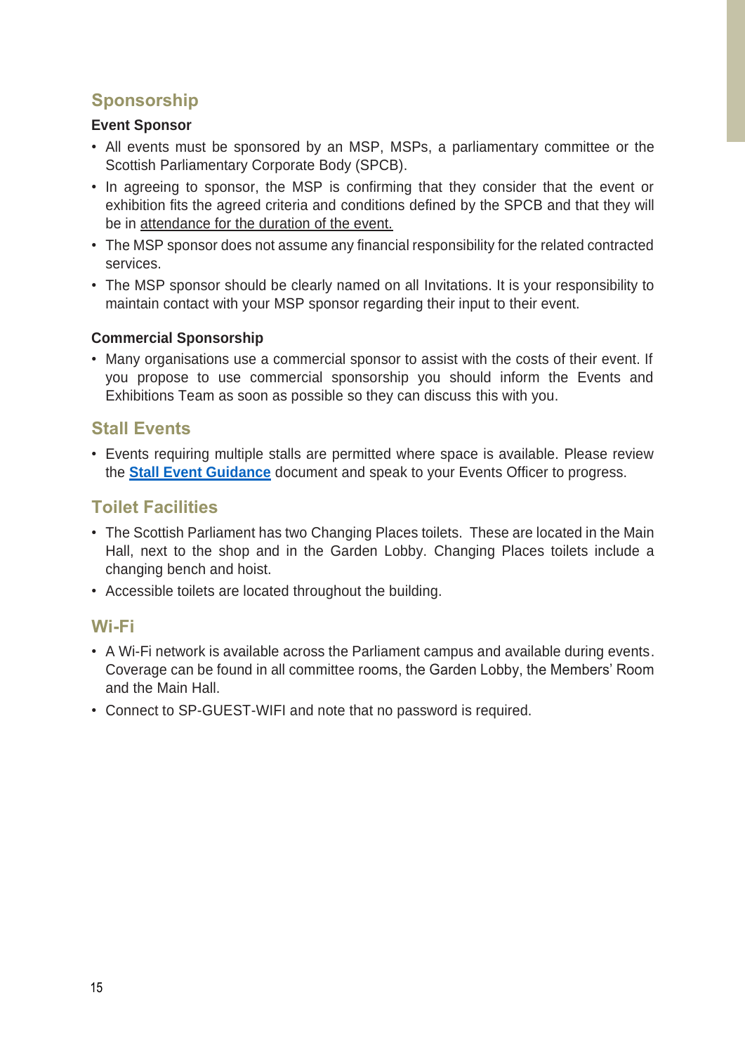## Sponsorship

### Event Sponsor

- All events must be sponsored by an MSP, MSPs, a parliamentary committee or the Scottish Parliamentary Corporate Body (SPCB).
- In agreeing to sponsor, the MSP is confirming that they consider that the event or exhibition fits the agreed criteria and conditions defined by the SPCB and that they will be in attendance for the duration of the event.
- The MSP sponsor does not assume any financial responsibility for the related contracted services.
- The MSP sponsor should be clearly named on all Invitations. It is your responsibility to maintain contact with your MSP sponsor regarding their input to their event.

### Commercial Sponsorship

- Many organisations use a commercial sponsor to assist with the costs of their event. If you propose to use commercial sponsorship you should inform the Events and Exhibitions Team as soon as possible so they can discuss this with you.

## Stall Events

- Events requiring multiple stalls are permitted where space is available. Please review the **Stall Event Guidance** document and speak to your Events Officer to progress.

## Toilet Facilities

- The Scottish Parliament has two Changing Places toilets. These are located in the Main Hall, next to the shop and in the Garden Lobby. Changing Places toilets include a changing bench and hoist.
- Accessible toilets are located throughout the building.

## Wi-Fi

- A Wi-Fi network is available across the Parliament campus and available during events. Coverage can be found in all committee rooms, the Garden Lobby, the Members' Room and the Main Hall.
- Connect to SP-GUEST-WIFI and note that no password is required.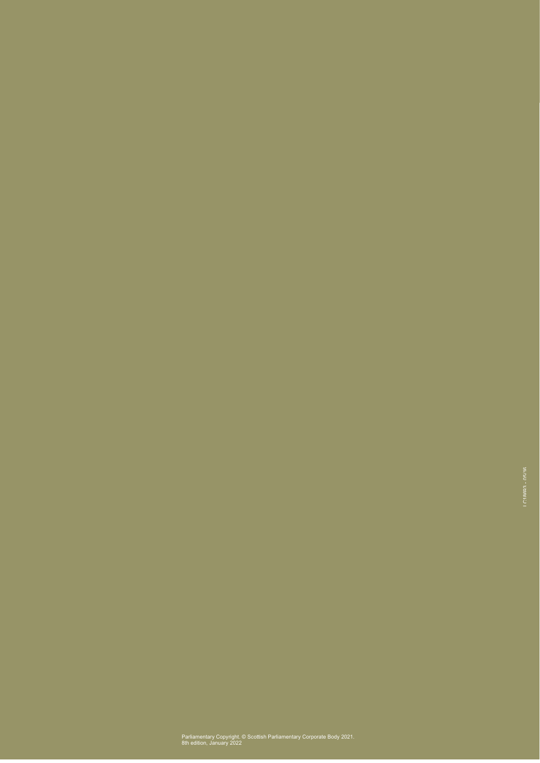Parliamentary Copyright. © Scottish Parliamentary Corporate Body 2021.
8th edition, January 2022

LC18693 - 05/16